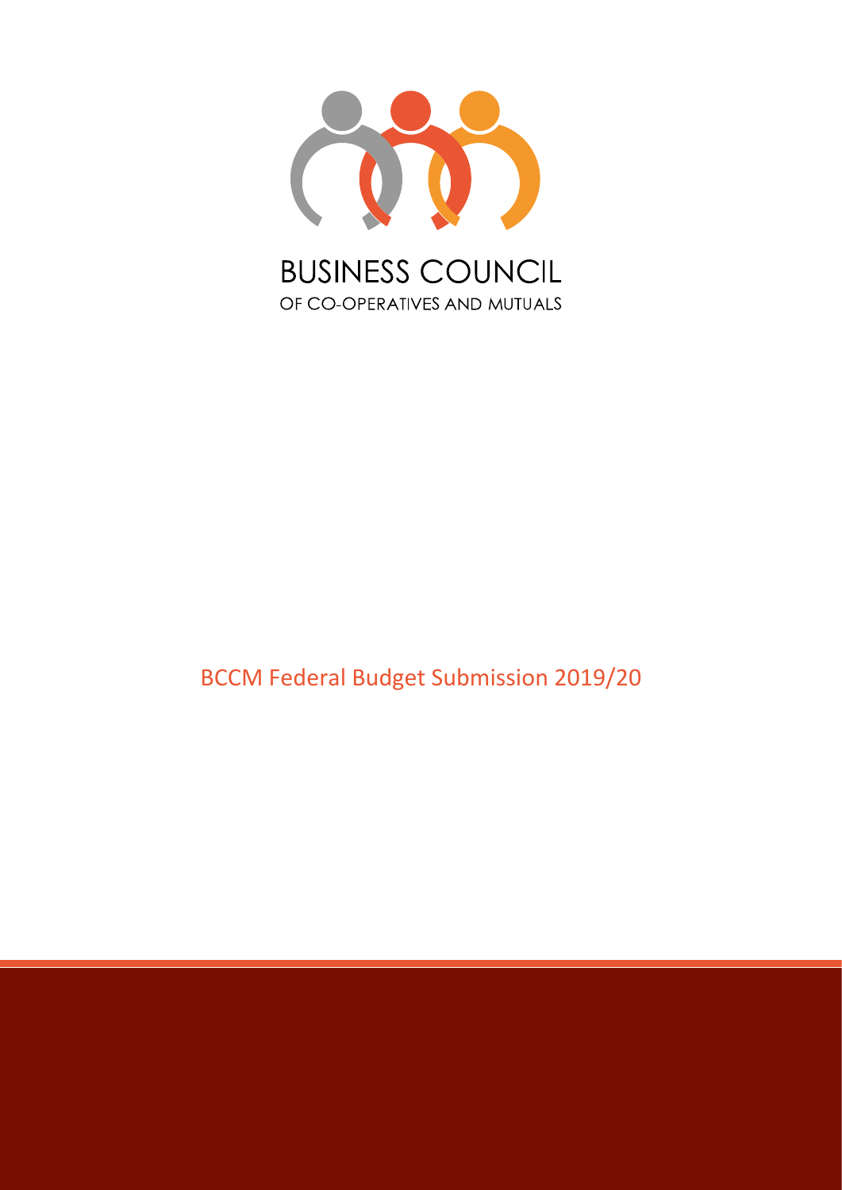BUSINESS COUNCIL
OF CO-OPERATIVES AND MUTUALS

# BCCM Federal Budget Submission 2019/20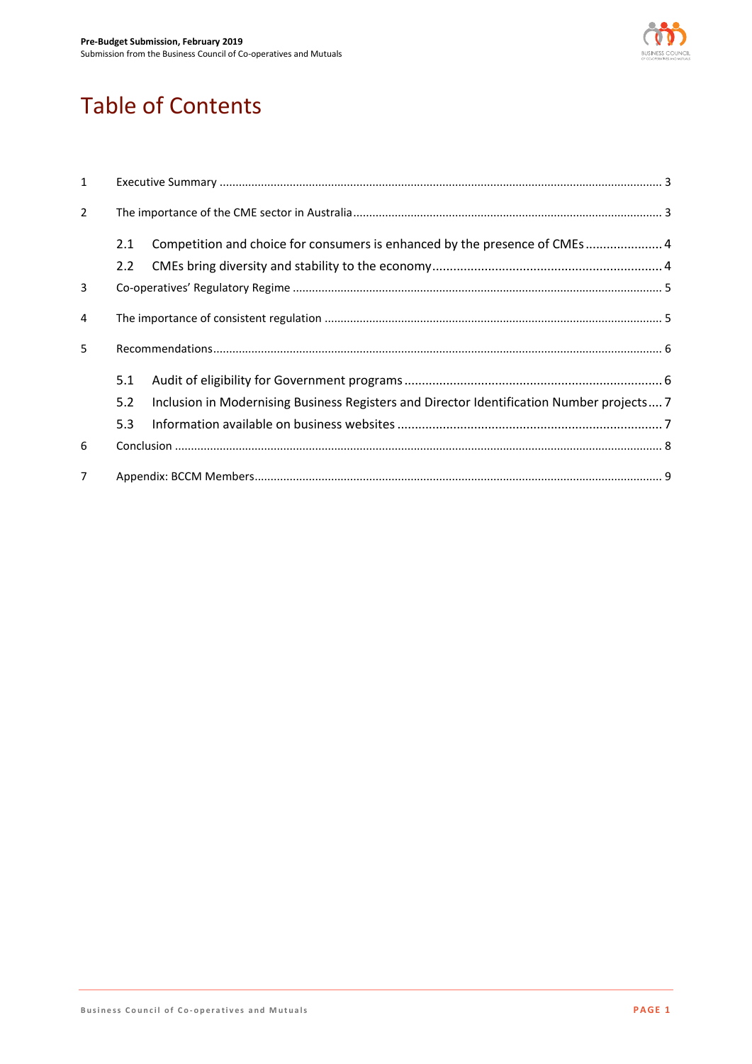# Table of Contents

1 Executive Summary ........ 3

2 The importance of the CME sector in Australia ........ 3

  2.1 Competition and choice for consumers is enhanced by the presence of CMEs ........ 4

  2.2 CMEs bring diversity and stability to the economy ........ 4

3 Co-operatives' Regulatory Regime ........ 5

4 The importance of consistent regulation ........ 5

5 Recommendations ........ 6

  5.1 Audit of eligibility for Government programs ........ 6

  5.2 Inclusion in Modernising Business Registers and Director Identification Number projects ........ 7

  5.3 Information available on business websites ........ 7

6 Conclusion ........ 8

7 Appendix: BCCM Members ........ 9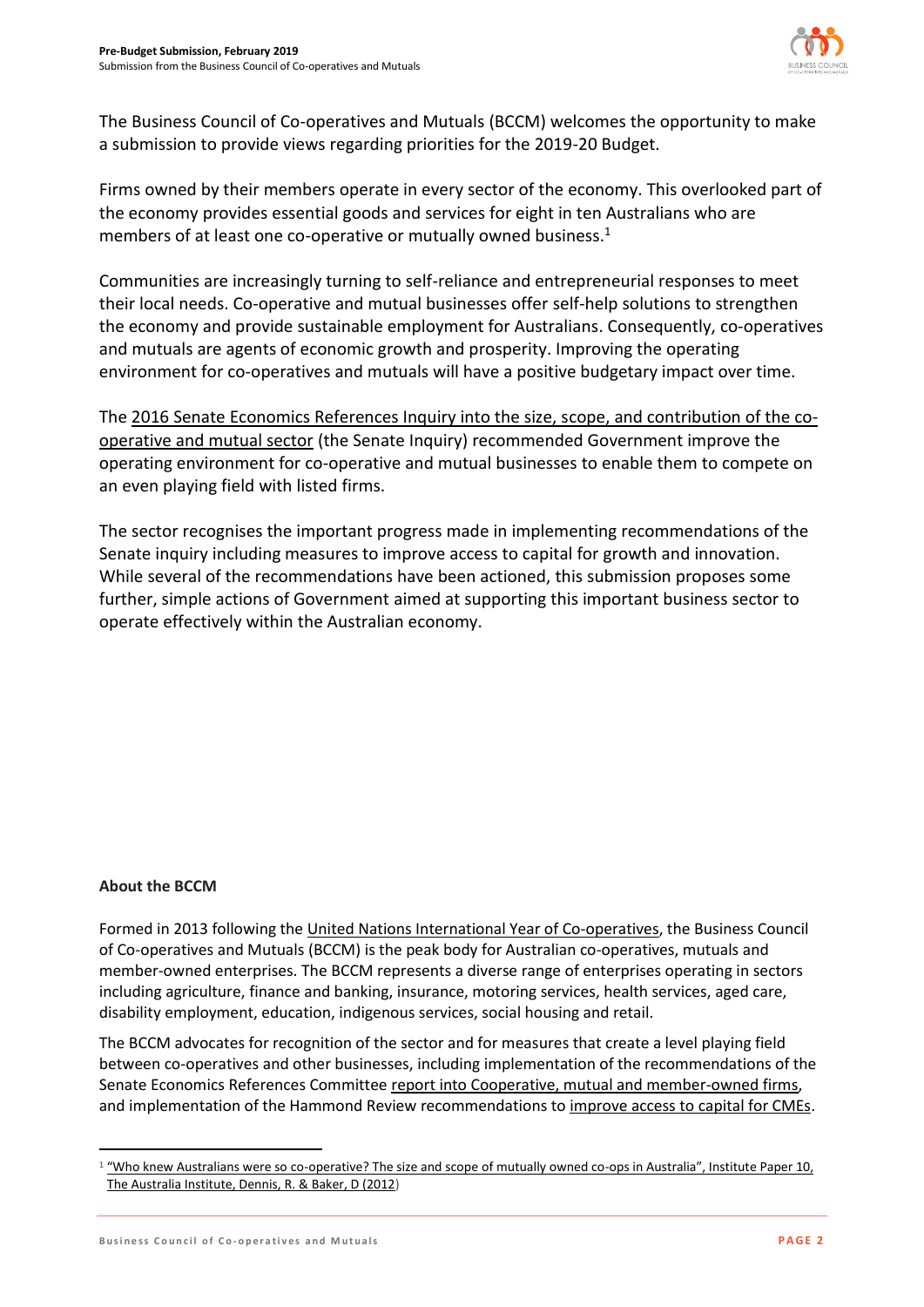The Business Council of Co-operatives and Mutuals (BCCM) welcomes the opportunity to make a submission to provide views regarding priorities for the 2019-20 Budget.

Firms owned by their members operate in every sector of the economy. This overlooked part of the economy provides essential goods and services for eight in ten Australians who are members of at least one co-operative or mutually owned business.[1]

Communities are increasingly turning to self-reliance and entrepreneurial responses to meet their local needs. Co-operative and mutual businesses offer self-help solutions to strengthen the economy and provide sustainable employment for Australians. Consequently, co-operatives and mutuals are agents of economic growth and prosperity. Improving the operating environment for co-operatives and mutuals will have a positive budgetary impact over time.

The 2016 Senate Economics References Inquiry into the size, scope, and contribution of the co-operative and mutual sector (the Senate Inquiry) recommended Government improve the operating environment for co-operative and mutual businesses to enable them to compete on an even playing field with listed firms.

The sector recognises the important progress made in implementing recommendations of the Senate inquiry including measures to improve access to capital for growth and innovation. While several of the recommendations have been actioned, this submission proposes some further, simple actions of Government aimed at supporting this important business sector to operate effectively within the Australian economy.

**About the BCCM**

Formed in 2013 following the United Nations International Year of Co-operatives, the Business Council of Co-operatives and Mutuals (BCCM) is the peak body for Australian co-operatives, mutuals and member-owned enterprises. The BCCM represents a diverse range of enterprises operating in sectors including agriculture, finance and banking, insurance, motoring services, health services, aged care, disability employment, education, indigenous services, social housing and retail.

The BCCM advocates for recognition of the sector and for measures that create a level playing field between co-operatives and other businesses, including implementation of the recommendations of the Senate Economics References Committee report into Cooperative, mutual and member-owned firms, and implementation of the Hammond Review recommendations to improve access to capital for CMEs.

[1] "Who knew Australians were so co-operative? The size and scope of mutually owned co-ops in Australia", Institute Paper 10, The Australia Institute, Dennis, R. & Baker, D (2012)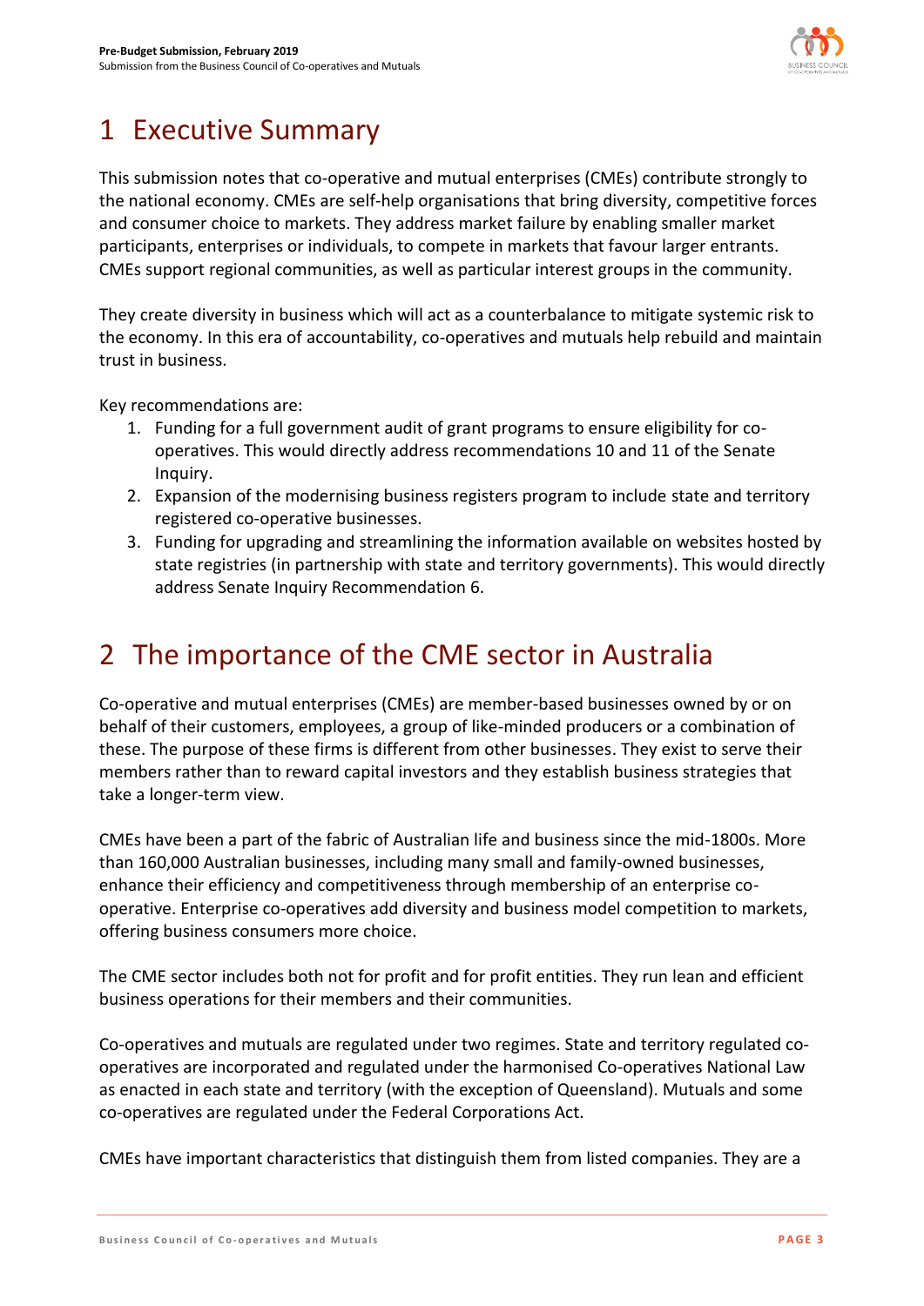# 1 Executive Summary

This submission notes that co-operative and mutual enterprises (CMEs) contribute strongly to the national economy. CMEs are self-help organisations that bring diversity, competitive forces and consumer choice to markets. They address market failure by enabling smaller market participants, enterprises or individuals, to compete in markets that favour larger entrants. CMEs support regional communities, as well as particular interest groups in the community.

They create diversity in business which will act as a counterbalance to mitigate systemic risk to the economy. In this era of accountability, co-operatives and mutuals help rebuild and maintain trust in business.

Key recommendations are:

1. Funding for a full government audit of grant programs to ensure eligibility for co-operatives. This would directly address recommendations 10 and 11 of the Senate Inquiry.
2. Expansion of the modernising business registers program to include state and territory registered co-operative businesses.
3. Funding for upgrading and streamlining the information available on websites hosted by state registries (in partnership with state and territory governments). This would directly address Senate Inquiry Recommendation 6.

# 2 The importance of the CME sector in Australia

Co-operative and mutual enterprises (CMEs) are member-based businesses owned by or on behalf of their customers, employees, a group of like-minded producers or a combination of these. The purpose of these firms is different from other businesses. They exist to serve their members rather than to reward capital investors and they establish business strategies that take a longer-term view.

CMEs have been a part of the fabric of Australian life and business since the mid-1800s. More than 160,000 Australian businesses, including many small and family-owned businesses, enhance their efficiency and competitiveness through membership of an enterprise co-operative. Enterprise co-operatives add diversity and business model competition to markets, offering business consumers more choice.

The CME sector includes both not for profit and for profit entities. They run lean and efficient business operations for their members and their communities.

Co-operatives and mutuals are regulated under two regimes. State and territory regulated co-operatives are incorporated and regulated under the harmonised Co-operatives National Law as enacted in each state and territory (with the exception of Queensland). Mutuals and some co-operatives are regulated under the Federal Corporations Act.

CMEs have important characteristics that distinguish them from listed companies. They are a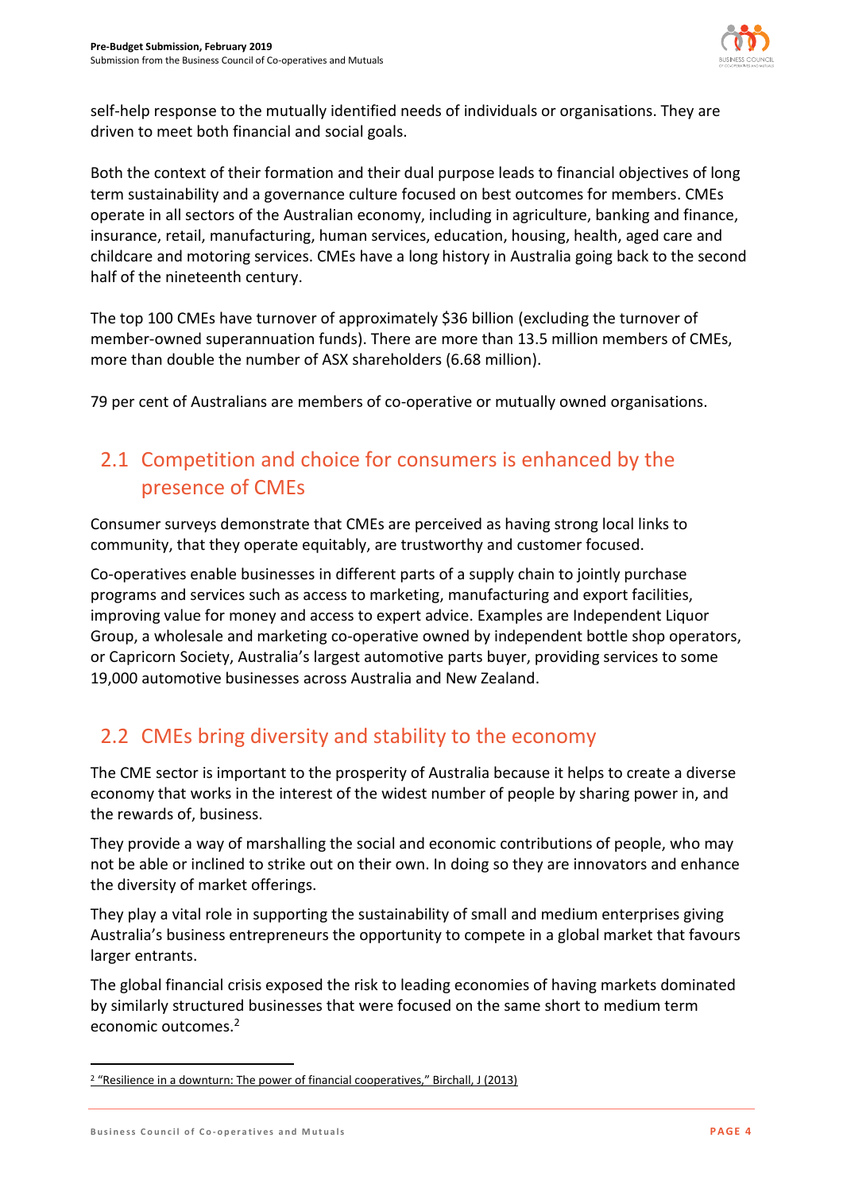self-help response to the mutually identified needs of individuals or organisations. They are driven to meet both financial and social goals.

Both the context of their formation and their dual purpose leads to financial objectives of long term sustainability and a governance culture focused on best outcomes for members. CMEs operate in all sectors of the Australian economy, including in agriculture, banking and finance, insurance, retail, manufacturing, human services, education, housing, health, aged care and childcare and motoring services. CMEs have a long history in Australia going back to the second half of the nineteenth century.

The top 100 CMEs have turnover of approximately $36 billion (excluding the turnover of member-owned superannuation funds). There are more than 13.5 million members of CMEs, more than double the number of ASX shareholders (6.68 million).

79 per cent of Australians are members of co-operative or mutually owned organisations.

## 2.1 Competition and choice for consumers is enhanced by the presence of CMEs

Consumer surveys demonstrate that CMEs are perceived as having strong local links to community, that they operate equitably, are trustworthy and customer focused.

Co-operatives enable businesses in different parts of a supply chain to jointly purchase programs and services such as access to marketing, manufacturing and export facilities, improving value for money and access to expert advice. Examples are Independent Liquor Group, a wholesale and marketing co-operative owned by independent bottle shop operators, or Capricorn Society, Australia's largest automotive parts buyer, providing services to some 19,000 automotive businesses across Australia and New Zealand.

## 2.2 CMEs bring diversity and stability to the economy

The CME sector is important to the prosperity of Australia because it helps to create a diverse economy that works in the interest of the widest number of people by sharing power in, and the rewards of, business.

They provide a way of marshalling the social and economic contributions of people, who may not be able or inclined to strike out on their own. In doing so they are innovators and enhance the diversity of market offerings.

They play a vital role in supporting the sustainability of small and medium enterprises giving Australia's business entrepreneurs the opportunity to compete in a global market that favours larger entrants.

The global financial crisis exposed the risk to leading economies of having markets dominated by similarly structured businesses that were focused on the same short to medium term economic outcomes.[2]

[2] "Resilience in a downturn: The power of financial cooperatives," Birchall, J (2013)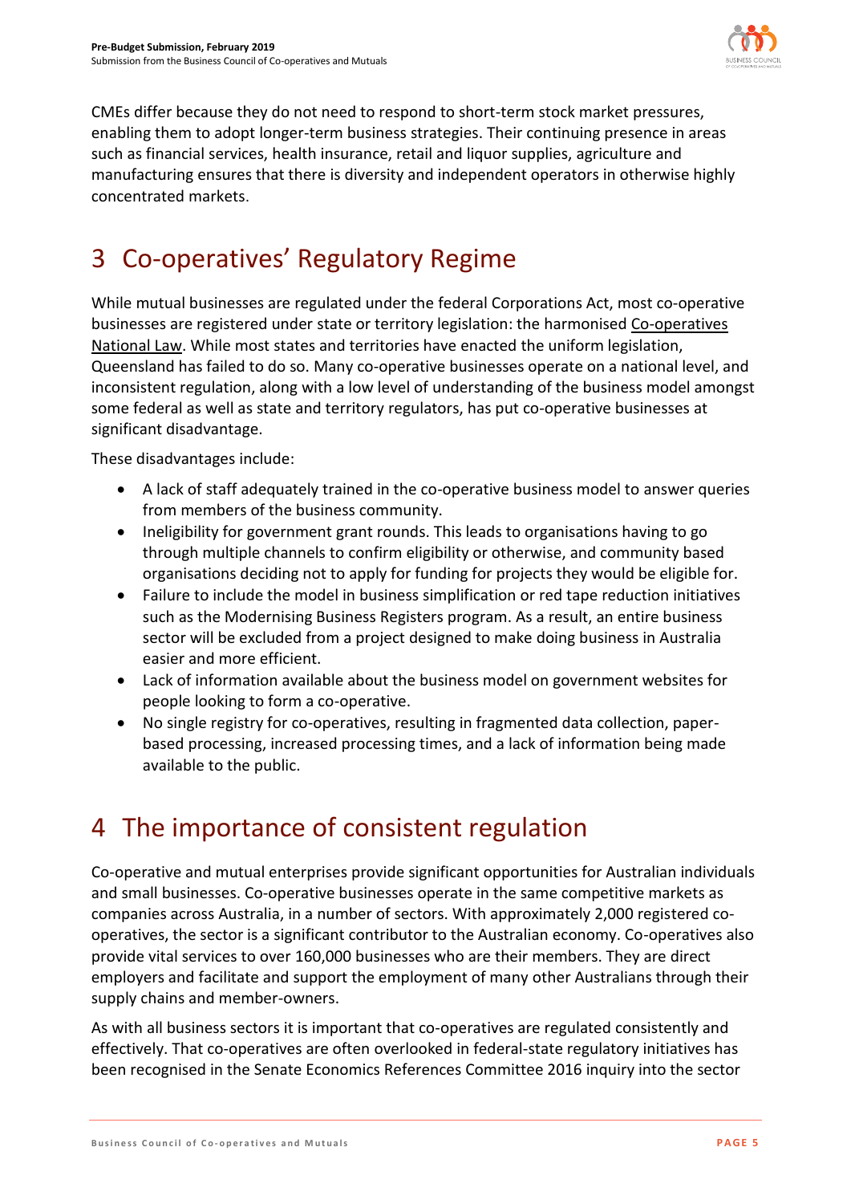CMEs differ because they do not need to respond to short-term stock market pressures, enabling them to adopt longer-term business strategies. Their continuing presence in areas such as financial services, health insurance, retail and liquor supplies, agriculture and manufacturing ensures that there is diversity and independent operators in otherwise highly concentrated markets.

# 3 Co-operatives' Regulatory Regime

While mutual businesses are regulated under the federal Corporations Act, most co-operative businesses are registered under state or territory legislation: the harmonised Co-operatives National Law. While most states and territories have enacted the uniform legislation, Queensland has failed to do so. Many co-operative businesses operate on a national level, and inconsistent regulation, along with a low level of understanding of the business model amongst some federal as well as state and territory regulators, has put co-operative businesses at significant disadvantage.

These disadvantages include:

- A lack of staff adequately trained in the co-operative business model to answer queries from members of the business community.
- Ineligibility for government grant rounds. This leads to organisations having to go through multiple channels to confirm eligibility or otherwise, and community based organisations deciding not to apply for funding for projects they would be eligible for.
- Failure to include the model in business simplification or red tape reduction initiatives such as the Modernising Business Registers program. As a result, an entire business sector will be excluded from a project designed to make doing business in Australia easier and more efficient.
- Lack of information available about the business model on government websites for people looking to form a co-operative.
- No single registry for co-operatives, resulting in fragmented data collection, paper-based processing, increased processing times, and a lack of information being made available to the public.

# 4 The importance of consistent regulation

Co-operative and mutual enterprises provide significant opportunities for Australian individuals and small businesses. Co-operative businesses operate in the same competitive markets as companies across Australia, in a number of sectors. With approximately 2,000 registered co-operatives, the sector is a significant contributor to the Australian economy. Co-operatives also provide vital services to over 160,000 businesses who are their members. They are direct employers and facilitate and support the employment of many other Australians through their supply chains and member-owners.

As with all business sectors it is important that co-operatives are regulated consistently and effectively. That co-operatives are often overlooked in federal-state regulatory initiatives has been recognised in the Senate Economics References Committee 2016 inquiry into the sector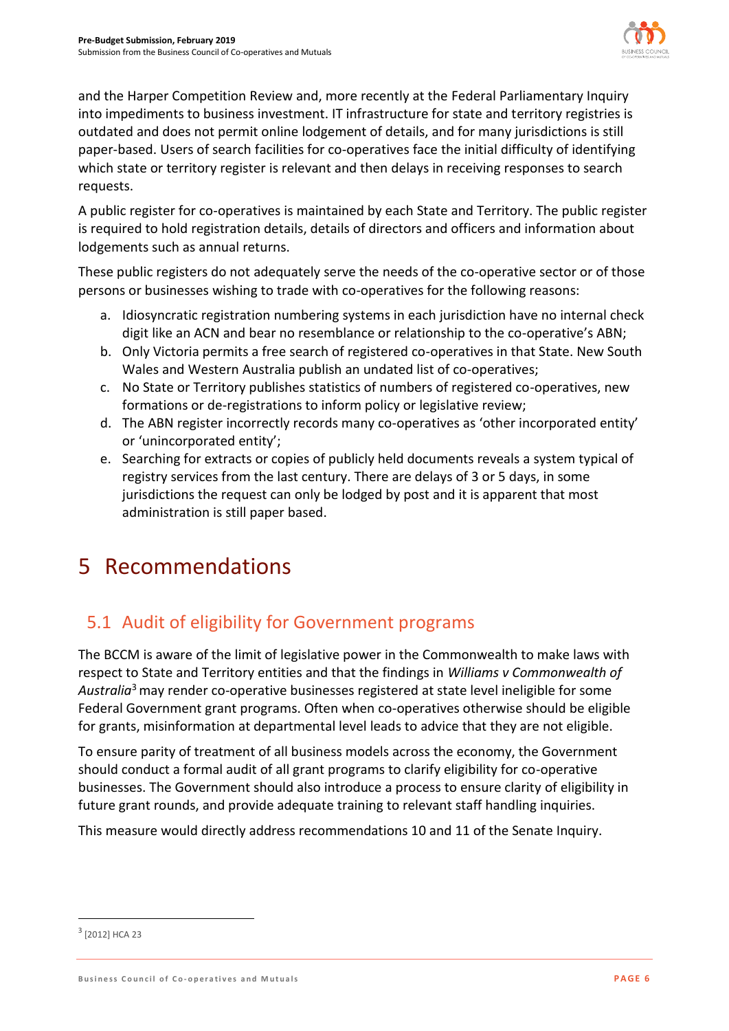and the Harper Competition Review and, more recently at the Federal Parliamentary Inquiry into impediments to business investment. IT infrastructure for state and territory registries is outdated and does not permit online lodgement of details, and for many jurisdictions is still paper-based. Users of search facilities for co-operatives face the initial difficulty of identifying which state or territory register is relevant and then delays in receiving responses to search requests.

A public register for co-operatives is maintained by each State and Territory. The public register is required to hold registration details, details of directors and officers and information about lodgements such as annual returns.

These public registers do not adequately serve the needs of the co-operative sector or of those persons or businesses wishing to trade with co-operatives for the following reasons:

a. Idiosyncratic registration numbering systems in each jurisdiction have no internal check digit like an ACN and bear no resemblance or relationship to the co-operative's ABN;
b. Only Victoria permits a free search of registered co-operatives in that State. New South Wales and Western Australia publish an undated list of co-operatives;
c. No State or Territory publishes statistics of numbers of registered co-operatives, new formations or de-registrations to inform policy or legislative review;
d. The ABN register incorrectly records many co-operatives as 'other incorporated entity' or 'unincorporated entity';
e. Searching for extracts or copies of publicly held documents reveals a system typical of registry services from the last century. There are delays of 3 or 5 days, in some jurisdictions the request can only be lodged by post and it is apparent that most administration is still paper based.

# 5 Recommendations

## 5.1 Audit of eligibility for Government programs

The BCCM is aware of the limit of legislative power in the Commonwealth to make laws with respect to State and Territory entities and that the findings in *Williams v Commonwealth of Australia*[3] may render co-operative businesses registered at state level ineligible for some Federal Government grant programs. Often when co-operatives otherwise should be eligible for grants, misinformation at departmental level leads to advice that they are not eligible.

To ensure parity of treatment of all business models across the economy, the Government should conduct a formal audit of all grant programs to clarify eligibility for co-operative businesses. The Government should also introduce a process to ensure clarity of eligibility in future grant rounds, and provide adequate training to relevant staff handling inquiries.

This measure would directly address recommendations 10 and 11 of the Senate Inquiry.

[3] [2012] HCA 23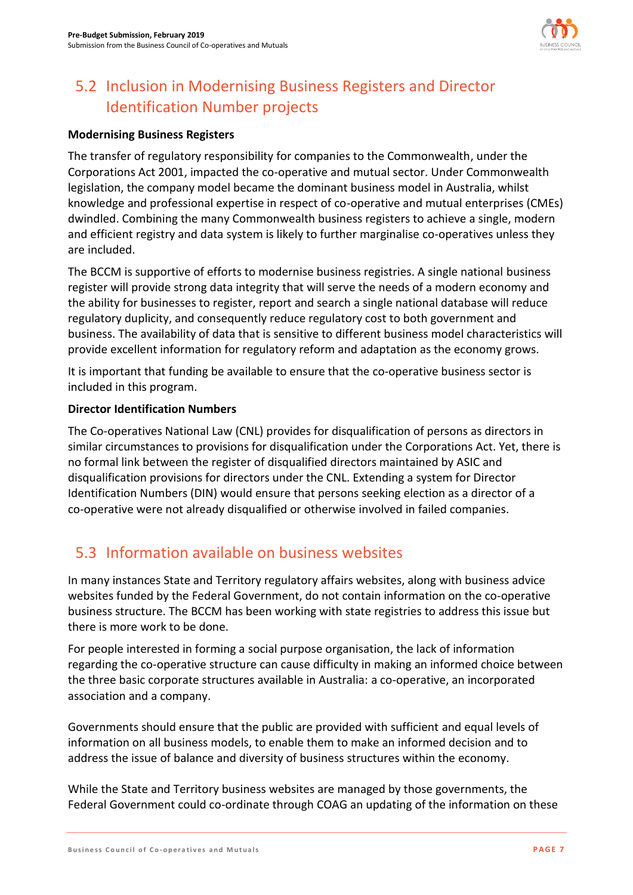## 5.2 Inclusion in Modernising Business Registers and Director Identification Number projects

**Modernising Business Registers**

The transfer of regulatory responsibility for companies to the Commonwealth, under the Corporations Act 2001, impacted the co-operative and mutual sector. Under Commonwealth legislation, the company model became the dominant business model in Australia, whilst knowledge and professional expertise in respect of co-operative and mutual enterprises (CMEs) dwindled. Combining the many Commonwealth business registers to achieve a single, modern and efficient registry and data system is likely to further marginalise co-operatives unless they are included.

The BCCM is supportive of efforts to modernise business registries. A single national business register will provide strong data integrity that will serve the needs of a modern economy and the ability for businesses to register, report and search a single national database will reduce regulatory duplicity, and consequently reduce regulatory cost to both government and business. The availability of data that is sensitive to different business model characteristics will provide excellent information for regulatory reform and adaptation as the economy grows.

It is important that funding be available to ensure that the co-operative business sector is included in this program.

**Director Identification Numbers**

The Co-operatives National Law (CNL) provides for disqualification of persons as directors in similar circumstances to provisions for disqualification under the Corporations Act. Yet, there is no formal link between the register of disqualified directors maintained by ASIC and disqualification provisions for directors under the CNL. Extending a system for Director Identification Numbers (DIN) would ensure that persons seeking election as a director of a co-operative were not already disqualified or otherwise involved in failed companies.

## 5.3 Information available on business websites

In many instances State and Territory regulatory affairs websites, along with business advice websites funded by the Federal Government, do not contain information on the co-operative business structure. The BCCM has been working with state registries to address this issue but there is more work to be done.

For people interested in forming a social purpose organisation, the lack of information regarding the co-operative structure can cause difficulty in making an informed choice between the three basic corporate structures available in Australia: a co-operative, an incorporated association and a company.

Governments should ensure that the public are provided with sufficient and equal levels of information on all business models, to enable them to make an informed decision and to address the issue of balance and diversity of business structures within the economy.

While the State and Territory business websites are managed by those governments, the Federal Government could co-ordinate through COAG an updating of the information on these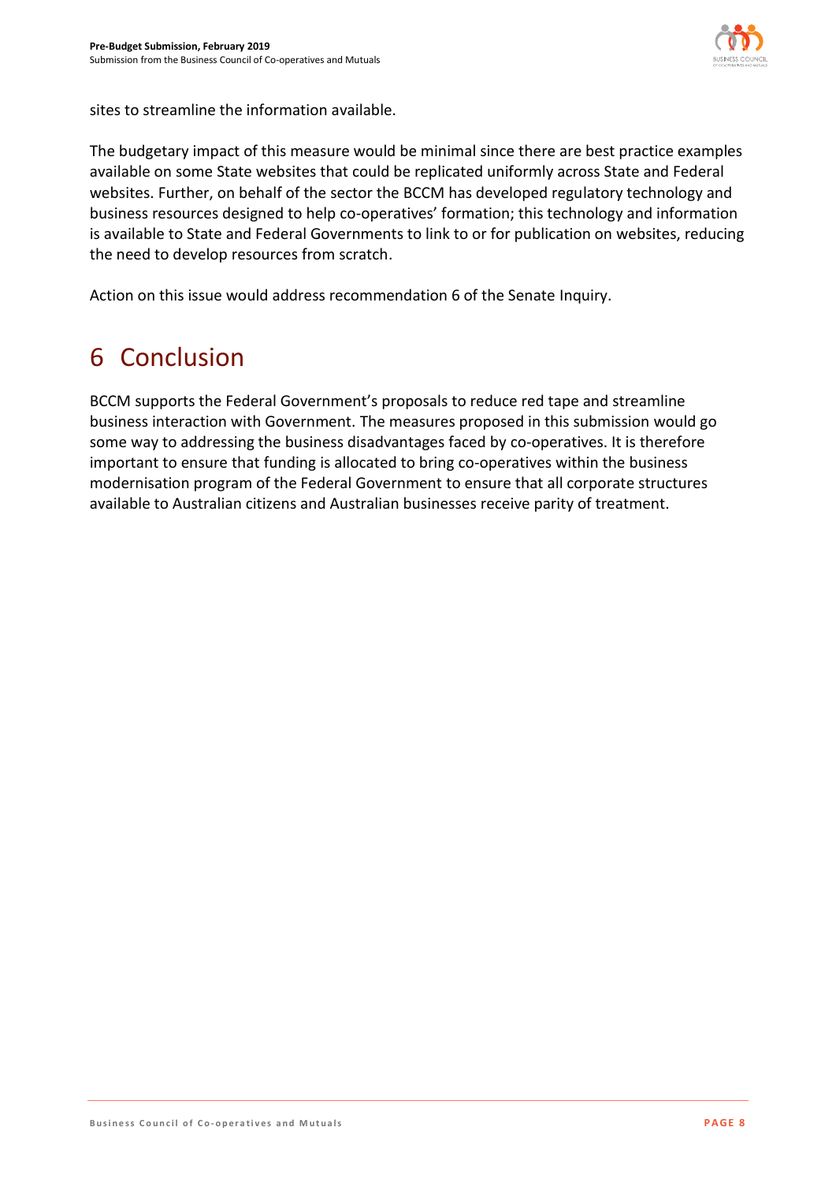sites to streamline the information available.

The budgetary impact of this measure would be minimal since there are best practice examples available on some State websites that could be replicated uniformly across State and Federal websites. Further, on behalf of the sector the BCCM has developed regulatory technology and business resources designed to help co-operatives' formation; this technology and information is available to State and Federal Governments to link to or for publication on websites, reducing the need to develop resources from scratch.

Action on this issue would address recommendation 6 of the Senate Inquiry.

# 6 Conclusion

BCCM supports the Federal Government's proposals to reduce red tape and streamline business interaction with Government. The measures proposed in this submission would go some way to addressing the business disadvantages faced by co-operatives. It is therefore important to ensure that funding is allocated to bring co-operatives within the business modernisation program of the Federal Government to ensure that all corporate structures available to Australian citizens and Australian businesses receive parity of treatment.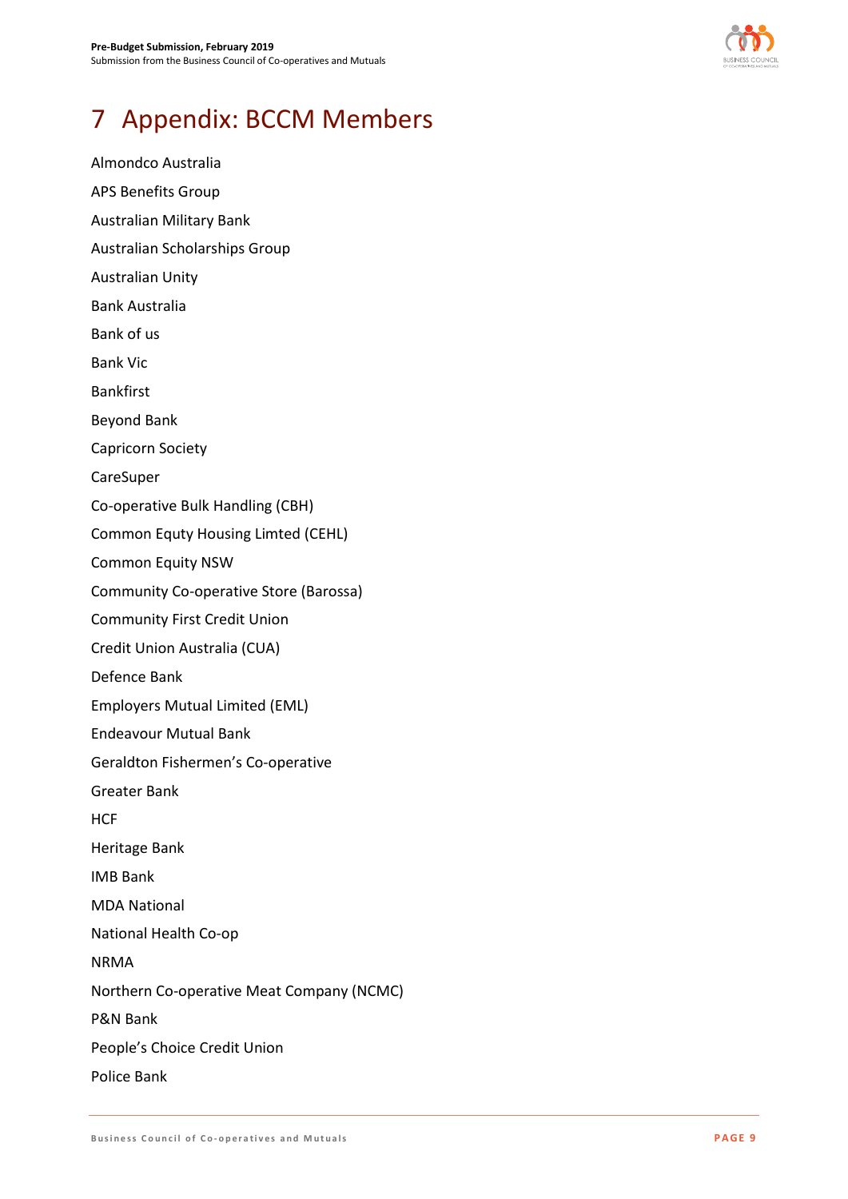# 7 Appendix: BCCM Members

Almondco Australia

APS Benefits Group

Australian Military Bank

Australian Scholarships Group

Australian Unity

Bank Australia

Bank of us

Bank Vic

Bankfirst

Beyond Bank

Capricorn Society

CareSuper

Co-operative Bulk Handling (CBH)

Common Equty Housing Limted (CEHL)

Common Equity NSW

Community Co-operative Store (Barossa)

Community First Credit Union

Credit Union Australia (CUA)

Defence Bank

Employers Mutual Limited (EML)

Endeavour Mutual Bank

Geraldton Fishermen's Co-operative

Greater Bank

HCF

Heritage Bank

IMB Bank

MDA National

National Health Co-op

NRMA

Northern Co-operative Meat Company (NCMC)

P&N Bank

People's Choice Credit Union

Police Bank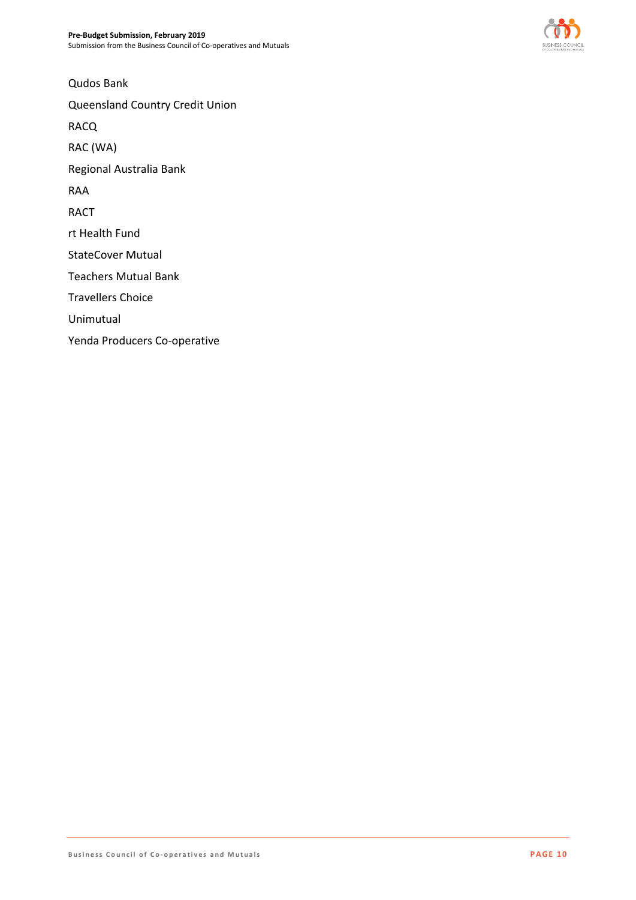Qudos Bank

Queensland Country Credit Union

RACQ

RAC (WA)

Regional Australia Bank

RAA

RACT

rt Health Fund

StateCover Mutual

Teachers Mutual Bank

Travellers Choice

Unimutual

Yenda Producers Co-operative